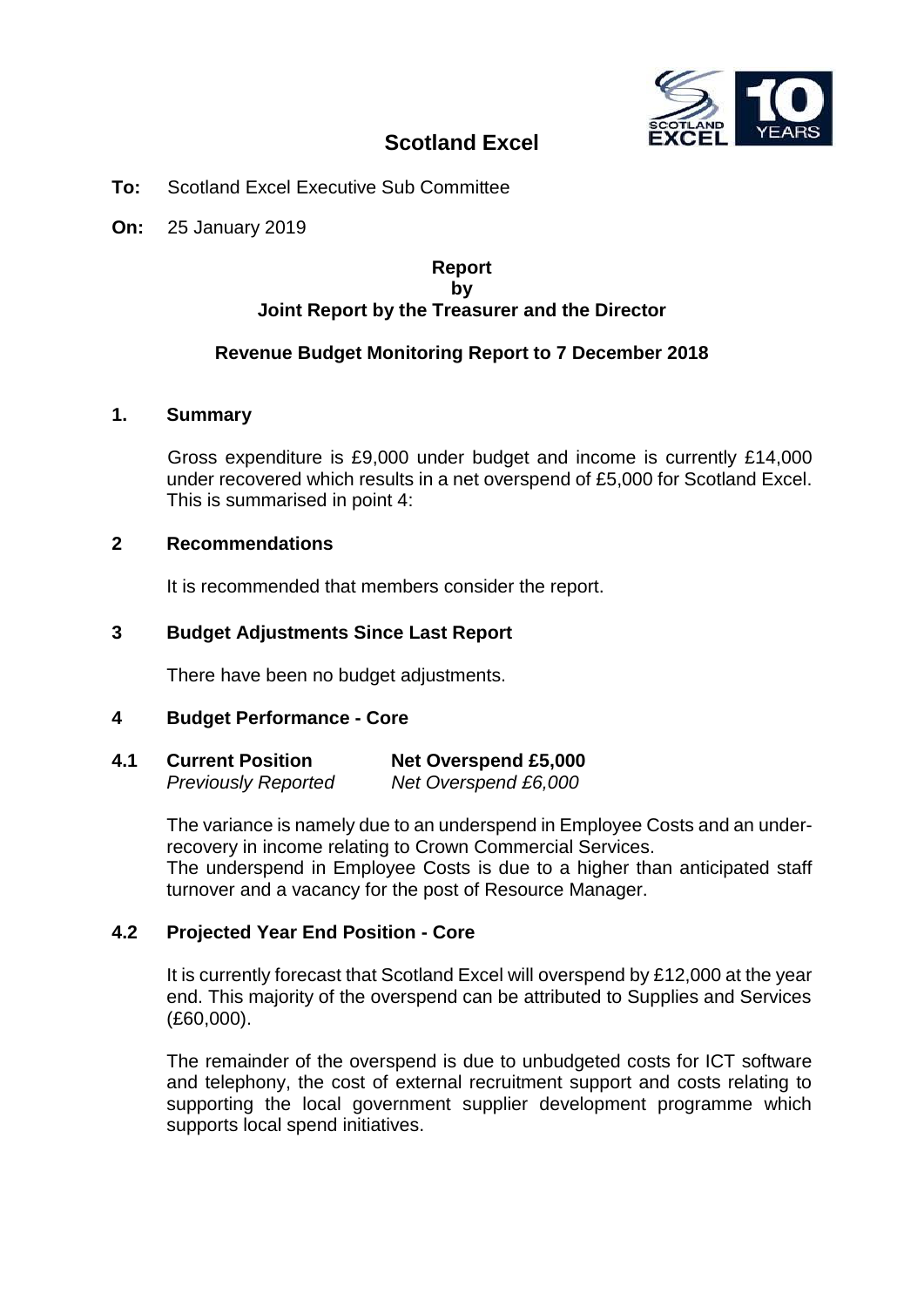# Scotland Excel

**To:** Scotland Excel Executive Sub Committee

**On:** 25 January 2019

**Report**
**by**
**Joint Report by the Treasurer and the Director**

**Revenue Budget Monitoring Report to 7 December 2018**

## 1. Summary

Gross expenditure is £9,000 under budget and income is currently £14,000 under recovered which results in a net overspend of £5,000 for Scotland Excel. This is summarised in point 4:

## 2 Recommendations

It is recommended that members consider the report.

## 3 Budget Adjustments Since Last Report

There have been no budget adjustments.

## 4 Budget Performance - Core

### 4.1 Current Position — Net Overspend £5,000

*Previously Reported — Net Overspend £6,000*

The variance is namely due to an underspend in Employee Costs and an under-recovery in income relating to Crown Commercial Services.
The underspend in Employee Costs is due to a higher than anticipated staff turnover and a vacancy for the post of Resource Manager.

### 4.2 Projected Year End Position - Core

It is currently forecast that Scotland Excel will overspend by £12,000 at the year end. This majority of the overspend can be attributed to Supplies and Services (£60,000).

The remainder of the overspend is due to unbudgeted costs for ICT software and telephony, the cost of external recruitment support and costs relating to supporting the local government supplier development programme which supports local spend initiatives.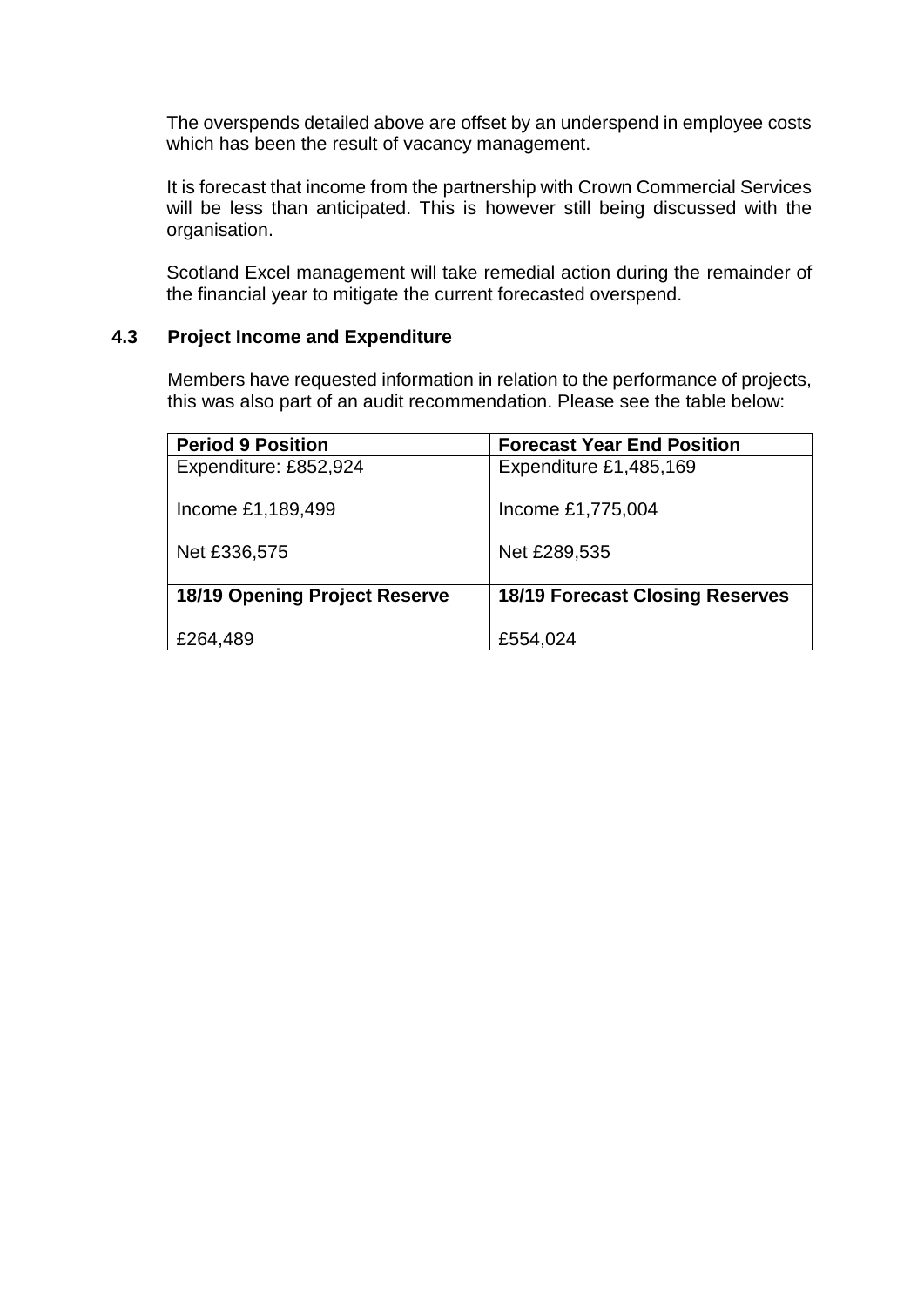The overspends detailed above are offset by an underspend in employee costs which has been the result of vacancy management.

It is forecast that income from the partnership with Crown Commercial Services will be less than anticipated. This is however still being discussed with the organisation.

Scotland Excel management will take remedial action during the remainder of the financial year to mitigate the current forecasted overspend.

### 4.3 Project Income and Expenditure

Members have requested information in relation to the performance of projects, this was also part of an audit recommendation. Please see the table below:

| **Period 9 Position** | **Forecast Year End Position** |
|---|---|
| Expenditure: £852,924<br><br>Income £1,189,499<br><br>Net £336,575 | Expenditure £1,485,169<br><br>Income £1,775,004<br><br>Net £289,535 |
| **18/19 Opening Project Reserve**<br><br>£264,489 | **18/19 Forecast Closing Reserves**<br><br>£554,024 |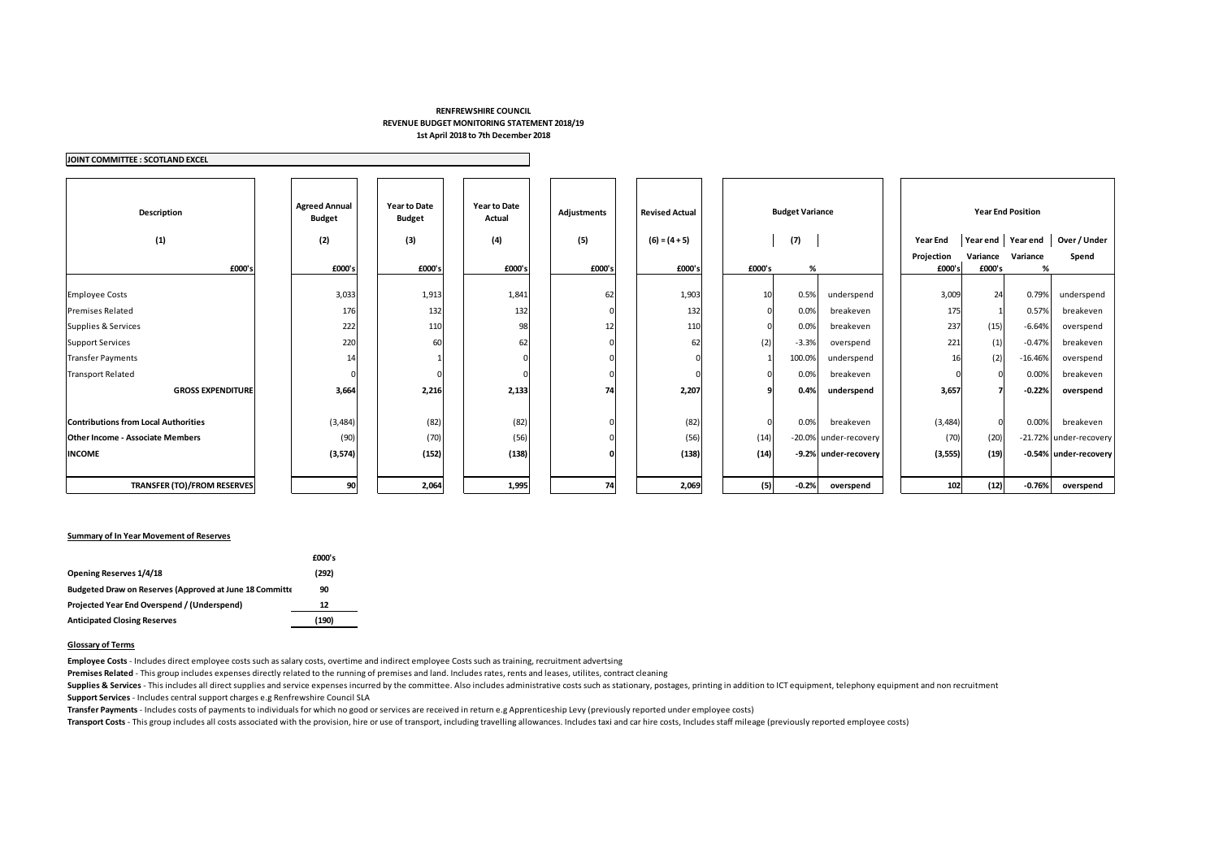**RENFREWSHIRE COUNCIL**
**REVENUE BUDGET MONITORING STATEMENT 2018/19**
**1st April 2018 to 7th December 2018**

**JOINT COMMITTEE : SCOTLAND EXCEL**

| Description | Agreed Annual Budget | Year to Date Budget | Year to Date Actual | Adjustments | Revised Actual | Budget Variance | | | Year End Position | | | |
|---|---|---|---|---|---|---|---|---|---|---|---|---|
| (1) | (2) | (3) | (4) | (5) | (6) = (4 + 5) | | (7) | | Year End Projection | Year end Variance | Year end Variance | Over / Under Spend |
| £000's | £000's | £000's | £000's | £000's | £000's | £000's | % | | £000's | £000's | % | |
| Employee Costs | 3,033 | 1,913 | 1,841 | 62 | 1,903 | 10 | 0.5% | underspend | 3,009 | 24 | 0.79% | underspend |
| Premises Related | 176 | 132 | 132 | 0 | 132 | 0 | 0.0% | breakeven | 175 | 1 | 0.57% | breakeven |
| Supplies & Services | 222 | 110 | 98 | 12 | 110 | 0 | 0.0% | breakeven | 237 | (15) | -6.64% | overspend |
| Support Services | 220 | 60 | 62 | 0 | 62 | (2) | -3.3% | overspend | 221 | (1) | -0.47% | breakeven |
| Transfer Payments | 14 | 1 | 0 | 0 | 0 | 1 | 100.0% | underspend | 16 | (2) | -16.46% | overspend |
| Transport Related | 0 | 0 | 0 | 0 | 0 | 0 | 0.0% | breakeven | 0 | 0 | 0.00% | breakeven |
| **GROSS EXPENDITURE** | **3,664** | **2,216** | **2,133** | **74** | **2,207** | **9** | **0.4%** | **underspend** | **3,657** | **7** | **-0.22%** | **overspend** |
| **Contributions from Local Authorities** | (3,484) | (82) | (82) | 0 | (82) | 0 | 0.0% | breakeven | (3,484) | 0 | 0.00% | breakeven |
| **Other Income - Associate Members** | (90) | (70) | (56) | 0 | (56) | (14) | -20.0% | under-recovery | (70) | (20) | -21.72% | under-recovery |
| **INCOME** | **(3,574)** | **(152)** | **(138)** | **0** | **(138)** | **(14)** | **-9.2%** | **under-recovery** | **(3,555)** | **(19)** | **-0.54%** | **under-recovery** |
| **TRANSFER (TO)/FROM RESERVES** | **90** | **2,064** | **1,995** | **74** | **2,069** | **(5)** | **-0.2%** | **overspend** | **102** | **(12)** | **-0.76%** | **overspend** |

**Summary of In Year Movement of Reserves**

| | £000's |
|---|---|
| **Opening Reserves 1/4/18** | **(292)** |
| **Budgeted Draw on Reserves (Approved at June 18 Committe** | **90** |
| **Projected Year End Overspend / (Underspend)** | **12** |
| **Anticipated Closing Reserves** | **(190)** |

**Glossary of Terms**

**Employee Costs** - Includes direct employee costs such as salary costs, overtime and indirect employee Costs such as training, recruitment advertsing

**Premises Related** - This group includes expenses directly related to the running of premises and land. Includes rates, rents and leases, utilites, contract cleaning

**Supplies & Services** - This includes all direct supplies and service expenses incurred by the committee. Also includes administrative costs such as stationary, postages, printing in addition to ICT equipment, telephony equipment and non recruitment

**Support Services** - Includes central support charges e.g Renfrewshire Council SLA

**Transfer Payments** - Includes costs of payments to individuals for which no good or services are received in return e.g Apprenticeship Levy (previously reported under employee costs)

**Transport Costs** - This group includes all costs associated with the provision, hire or use of transport, including travelling allowances. Includes taxi and car hire costs, Includes staff mileage (previously reported employee costs)